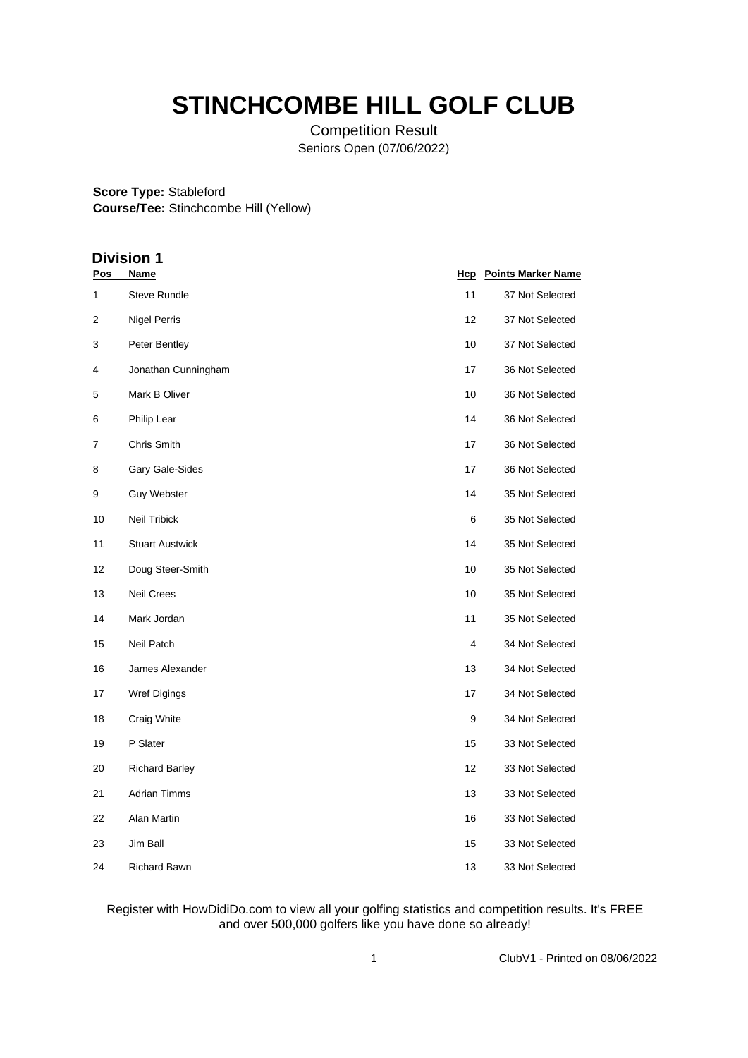# STINCHCOMBE HILL GOLF CLUB

Competition Result

Seniors Open (07/06/2022)

**Score Type:** Stableford
**Course/Tee:** Stinchcombe Hill (Yellow)

## Division 1

| Pos | Name | Hcp | Points | Marker Name |
|---|---|---|---|---|
| 1 | Steve Rundle | 11 | 37 | Not Selected |
| 2 | Nigel Perris | 12 | 37 | Not Selected |
| 3 | Peter Bentley | 10 | 37 | Not Selected |
| 4 | Jonathan Cunningham | 17 | 36 | Not Selected |
| 5 | Mark B Oliver | 10 | 36 | Not Selected |
| 6 | Philip Lear | 14 | 36 | Not Selected |
| 7 | Chris Smith | 17 | 36 | Not Selected |
| 8 | Gary Gale-Sides | 17 | 36 | Not Selected |
| 9 | Guy Webster | 14 | 35 | Not Selected |
| 10 | Neil Tribick | 6 | 35 | Not Selected |
| 11 | Stuart Austwick | 14 | 35 | Not Selected |
| 12 | Doug Steer-Smith | 10 | 35 | Not Selected |
| 13 | Neil Crees | 10 | 35 | Not Selected |
| 14 | Mark Jordan | 11 | 35 | Not Selected |
| 15 | Neil Patch | 4 | 34 | Not Selected |
| 16 | James Alexander | 13 | 34 | Not Selected |
| 17 | Wref Digings | 17 | 34 | Not Selected |
| 18 | Craig White | 9 | 34 | Not Selected |
| 19 | P Slater | 15 | 33 | Not Selected |
| 20 | Richard Barley | 12 | 33 | Not Selected |
| 21 | Adrian Timms | 13 | 33 | Not Selected |
| 22 | Alan Martin | 16 | 33 | Not Selected |
| 23 | Jim Ball | 15 | 33 | Not Selected |
| 24 | Richard Bawn | 13 | 33 | Not Selected |

Register with HowDidiDo.com to view all your golfing statistics and competition results. It's FREE and over 500,000 golfers like you have done so already!

ClubV1 - Printed on 08/06/2022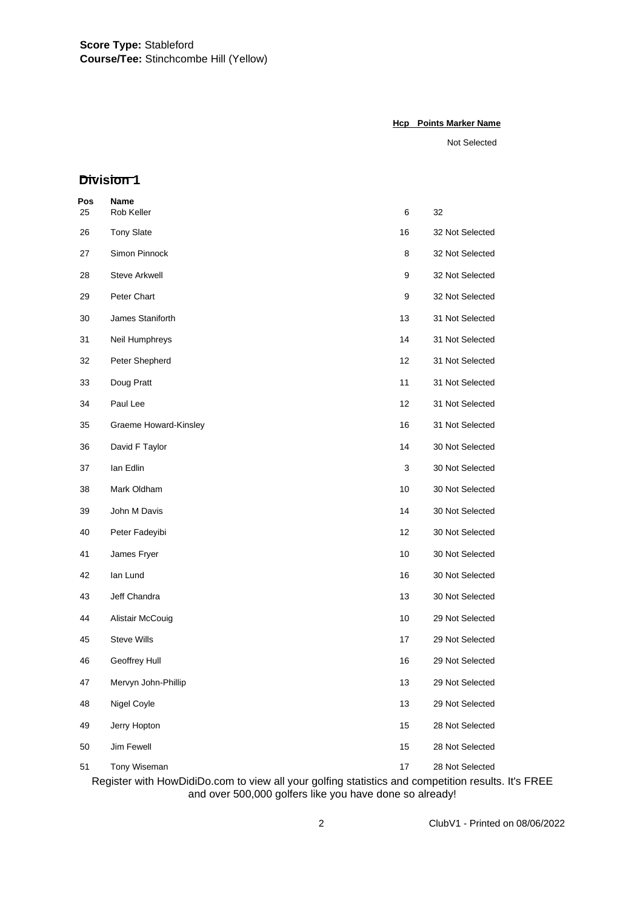**Score Type:** Stableford
**Course/Tee:** Stinchcombe Hill (Yellow)

## Division 1

| Pos | Name | Hcp | Points | Marker Name |
|---|---|---|---|---|
| | | | | Not Selected |
| 25 | Rob Keller | 6 | 32 | |
| 26 | Tony Slate | 16 | 32 | Not Selected |
| 27 | Simon Pinnock | 8 | 32 | Not Selected |
| 28 | Steve Arkwell | 9 | 32 | Not Selected |
| 29 | Peter Chart | 9 | 32 | Not Selected |
| 30 | James Staniforth | 13 | 31 | Not Selected |
| 31 | Neil Humphreys | 14 | 31 | Not Selected |
| 32 | Peter Shepherd | 12 | 31 | Not Selected |
| 33 | Doug Pratt | 11 | 31 | Not Selected |
| 34 | Paul Lee | 12 | 31 | Not Selected |
| 35 | Graeme Howard-Kinsley | 16 | 31 | Not Selected |
| 36 | David F Taylor | 14 | 30 | Not Selected |
| 37 | Ian Edlin | 3 | 30 | Not Selected |
| 38 | Mark Oldham | 10 | 30 | Not Selected |
| 39 | John M Davis | 14 | 30 | Not Selected |
| 40 | Peter Fadeyibi | 12 | 30 | Not Selected |
| 41 | James Fryer | 10 | 30 | Not Selected |
| 42 | Ian Lund | 16 | 30 | Not Selected |
| 43 | Jeff Chandra | 13 | 30 | Not Selected |
| 44 | Alistair McCouig | 10 | 29 | Not Selected |
| 45 | Steve Wills | 17 | 29 | Not Selected |
| 46 | Geoffrey Hull | 16 | 29 | Not Selected |
| 47 | Mervyn John-Phillip | 13 | 29 | Not Selected |
| 48 | Nigel Coyle | 13 | 29 | Not Selected |
| 49 | Jerry Hopton | 15 | 28 | Not Selected |
| 50 | Jim Fewell | 15 | 28 | Not Selected |
| 51 | Tony Wiseman | 17 | 28 | Not Selected |

Register with HowDidiDo.com to view all your golfing statistics and competition results. It's FREE and over 500,000 golfers like you have done so already!

ClubV1 - Printed on 08/06/2022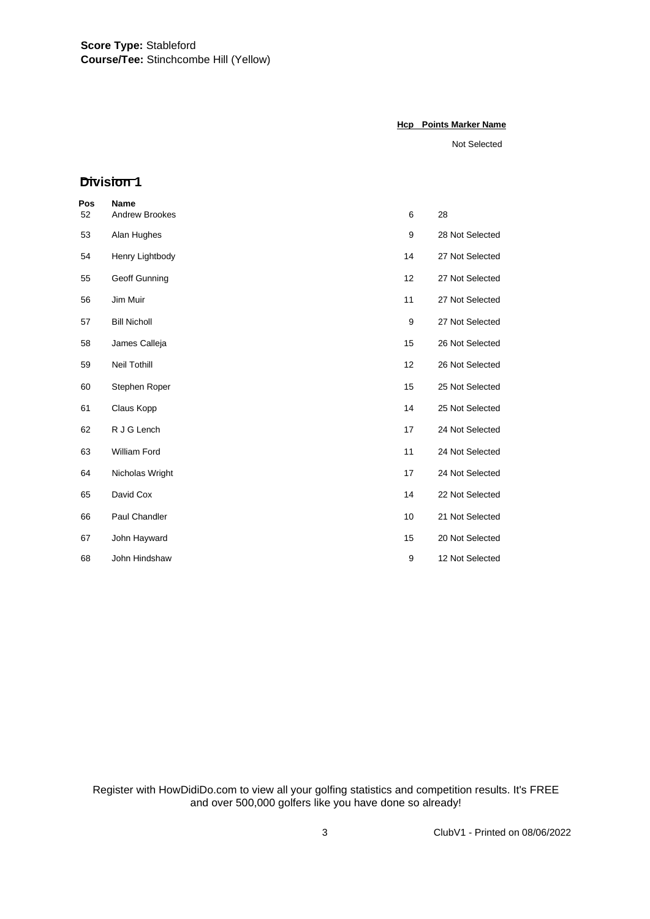**Score Type:** Stableford
**Course/Tee:** Stinchcombe Hill (Yellow)

## Division 1

| Pos | Name | Hcp | Points | Marker Name |
|---|---|---|---|---|
| | | | | Not Selected |
| 52 | Andrew Brookes | 6 | 28 | |
| 53 | Alan Hughes | 9 | 28 | Not Selected |
| 54 | Henry Lightbody | 14 | 27 | Not Selected |
| 55 | Geoff Gunning | 12 | 27 | Not Selected |
| 56 | Jim Muir | 11 | 27 | Not Selected |
| 57 | Bill Nicholl | 9 | 27 | Not Selected |
| 58 | James Calleja | 15 | 26 | Not Selected |
| 59 | Neil Tothill | 12 | 26 | Not Selected |
| 60 | Stephen Roper | 15 | 25 | Not Selected |
| 61 | Claus Kopp | 14 | 25 | Not Selected |
| 62 | R J G Lench | 17 | 24 | Not Selected |
| 63 | William Ford | 11 | 24 | Not Selected |
| 64 | Nicholas Wright | 17 | 24 | Not Selected |
| 65 | David Cox | 14 | 22 | Not Selected |
| 66 | Paul Chandler | 10 | 21 | Not Selected |
| 67 | John Hayward | 15 | 20 | Not Selected |
| 68 | John Hindshaw | 9 | 12 | Not Selected |

Register with HowDidiDo.com to view all your golfing statistics and competition results. It's FREE and over 500,000 golfers like you have done so already!

ClubV1 - Printed on 08/06/2022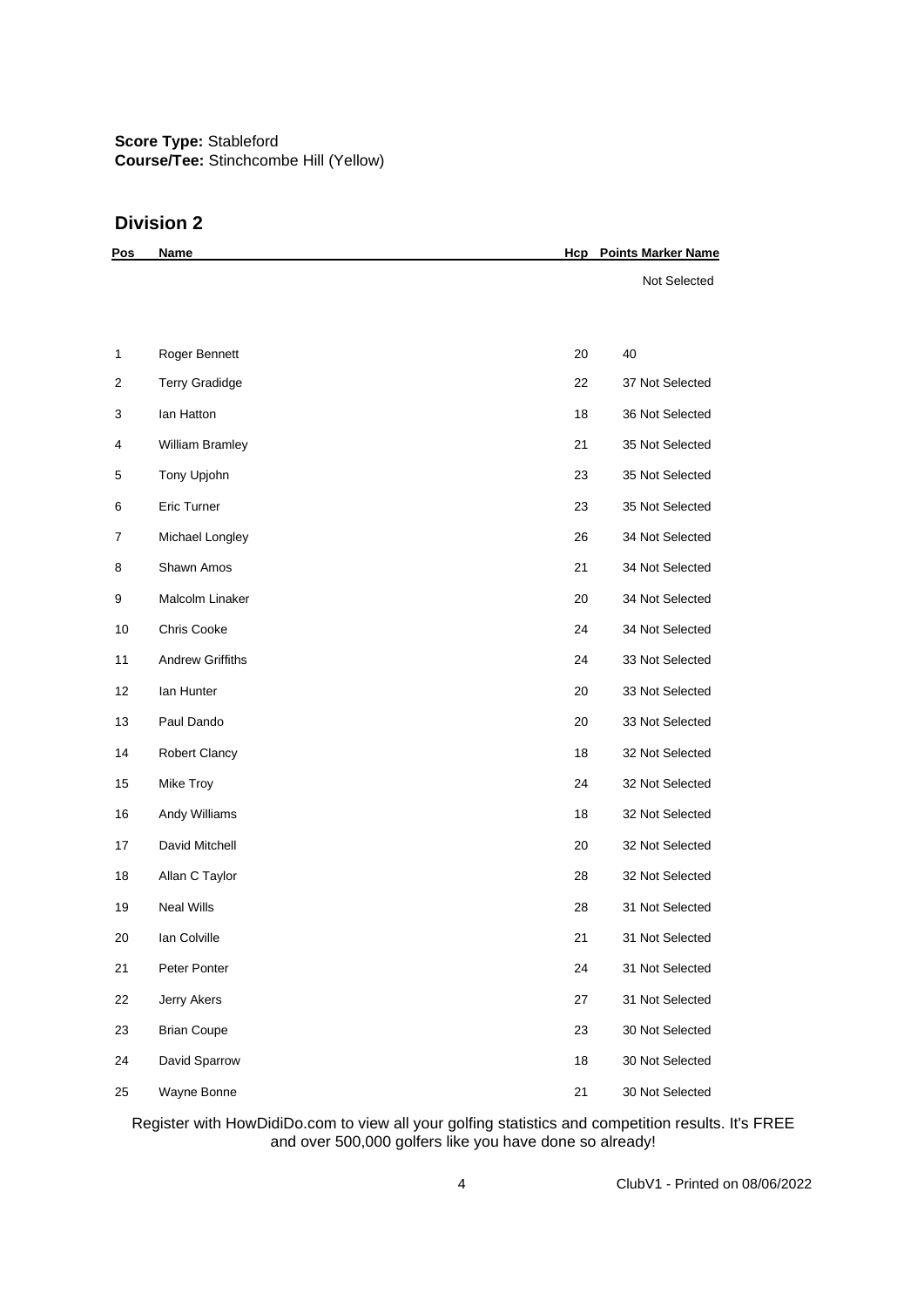**Score Type:** Stableford
**Course/Tee:** Stinchcombe Hill (Yellow)

## Division 2

| Pos | Name | Hcp | Points | Marker Name |
|---|---|---|---|---|
| | | | | Not Selected |
| 1 | Roger Bennett | 20 | 40 | |
| 2 | Terry Gradidge | 22 | 37 | Not Selected |
| 3 | Ian Hatton | 18 | 36 | Not Selected |
| 4 | William Bramley | 21 | 35 | Not Selected |
| 5 | Tony Upjohn | 23 | 35 | Not Selected |
| 6 | Eric Turner | 23 | 35 | Not Selected |
| 7 | Michael Longley | 26 | 34 | Not Selected |
| 8 | Shawn Amos | 21 | 34 | Not Selected |
| 9 | Malcolm Linaker | 20 | 34 | Not Selected |
| 10 | Chris Cooke | 24 | 34 | Not Selected |
| 11 | Andrew Griffiths | 24 | 33 | Not Selected |
| 12 | Ian Hunter | 20 | 33 | Not Selected |
| 13 | Paul Dando | 20 | 33 | Not Selected |
| 14 | Robert Clancy | 18 | 32 | Not Selected |
| 15 | Mike Troy | 24 | 32 | Not Selected |
| 16 | Andy Williams | 18 | 32 | Not Selected |
| 17 | David Mitchell | 20 | 32 | Not Selected |
| 18 | Allan C Taylor | 28 | 32 | Not Selected |
| 19 | Neal Wills | 28 | 31 | Not Selected |
| 20 | Ian Colville | 21 | 31 | Not Selected |
| 21 | Peter Ponter | 24 | 31 | Not Selected |
| 22 | Jerry Akers | 27 | 31 | Not Selected |
| 23 | Brian Coupe | 23 | 30 | Not Selected |
| 24 | David Sparrow | 18 | 30 | Not Selected |
| 25 | Wayne Bonne | 21 | 30 | Not Selected |

Register with HowDidiDo.com to view all your golfing statistics and competition results. It's FREE and over 500,000 golfers like you have done so already!

ClubV1 - Printed on 08/06/2022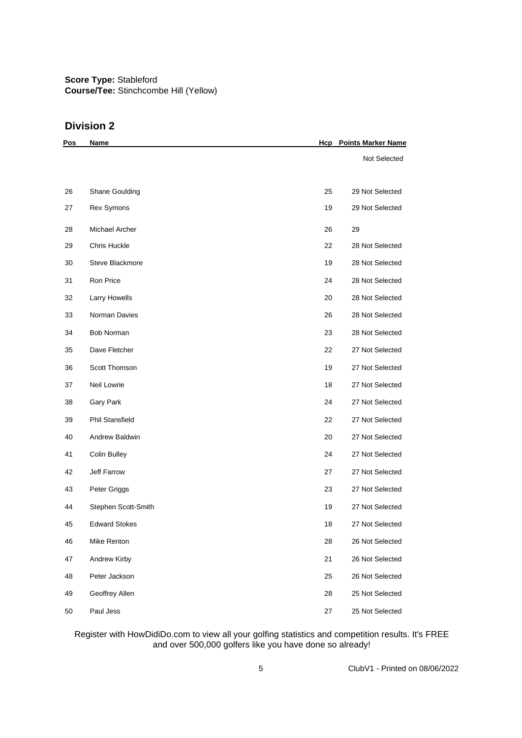**Score Type:** Stableford
**Course/Tee:** Stinchcombe Hill (Yellow)

## Division 2

| Pos | Name | Hcp | Points | Marker Name |
|---|---|---|---|---|
| | | | | Not Selected |
| 26 | Shane Goulding | 25 | 29 | Not Selected |
| 27 | Rex Symons | 19 | 29 | Not Selected |
| 28 | Michael Archer | 26 | 29 | |
| 29 | Chris Huckle | 22 | 28 | Not Selected |
| 30 | Steve Blackmore | 19 | 28 | Not Selected |
| 31 | Ron Price | 24 | 28 | Not Selected |
| 32 | Larry Howells | 20 | 28 | Not Selected |
| 33 | Norman Davies | 26 | 28 | Not Selected |
| 34 | Bob Norman | 23 | 28 | Not Selected |
| 35 | Dave Fletcher | 22 | 27 | Not Selected |
| 36 | Scott Thomson | 19 | 27 | Not Selected |
| 37 | Neil Lowrie | 18 | 27 | Not Selected |
| 38 | Gary Park | 24 | 27 | Not Selected |
| 39 | Phil Stansfield | 22 | 27 | Not Selected |
| 40 | Andrew Baldwin | 20 | 27 | Not Selected |
| 41 | Colin Bulley | 24 | 27 | Not Selected |
| 42 | Jeff Farrow | 27 | 27 | Not Selected |
| 43 | Peter Griggs | 23 | 27 | Not Selected |
| 44 | Stephen Scott-Smith | 19 | 27 | Not Selected |
| 45 | Edward Stokes | 18 | 27 | Not Selected |
| 46 | Mike Renton | 28 | 26 | Not Selected |
| 47 | Andrew Kirby | 21 | 26 | Not Selected |
| 48 | Peter Jackson | 25 | 26 | Not Selected |
| 49 | Geoffrey Allen | 28 | 25 | Not Selected |
| 50 | Paul Jess | 27 | 25 | Not Selected |

Register with HowDidiDo.com to view all your golfing statistics and competition results. It's FREE and over 500,000 golfers like you have done so already!

ClubV1 - Printed on 08/06/2022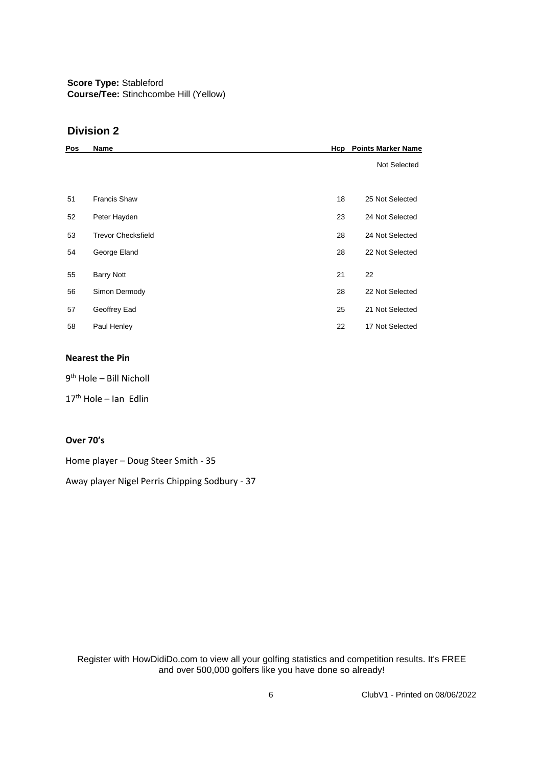**Score Type:** Stableford
**Course/Tee:** Stinchcombe Hill (Yellow)

## Division 2

| Pos | Name | Hcp | Points | Marker Name |
|---|---|---|---|---|
| | | | | Not Selected |
| 51 | Francis Shaw | 18 | 25 | Not Selected |
| 52 | Peter Hayden | 23 | 24 | Not Selected |
| 53 | Trevor Checksfield | 28 | 24 | Not Selected |
| 54 | George Eland | 28 | 22 | Not Selected |
| 55 | Barry Nott | 21 | 22 | |
| 56 | Simon Dermody | 28 | 22 | Not Selected |
| 57 | Geoffrey Ead | 25 | 21 | Not Selected |
| 58 | Paul Henley | 22 | 17 | Not Selected |

**Nearest the Pin**

9th Hole – Bill Nicholl

17th Hole – Ian Edlin

**Over 70's**

Home player – Doug Steer Smith - 35

Away player Nigel Perris Chipping Sodbury - 37

Register with HowDidiDo.com to view all your golfing statistics and competition results. It's FREE and over 500,000 golfers like you have done so already!

ClubV1 - Printed on 08/06/2022